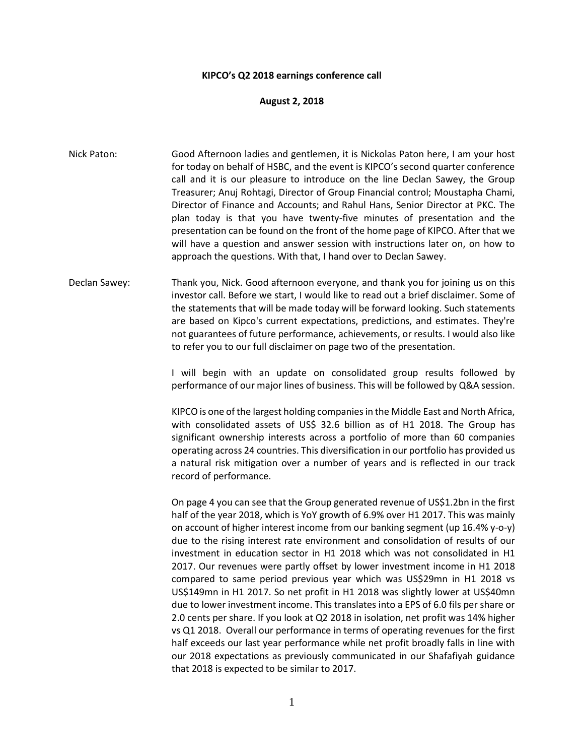**KIPCO's Q2 2018 earnings conference call**

**August 2, 2018**

Nick Paton: Good Afternoon ladies and gentlemen, it is Nickolas Paton here, I am your host for today on behalf of HSBC, and the event is KIPCO's second quarter conference call and it is our pleasure to introduce on the line Declan Sawey, the Group Treasurer; Anuj Rohtagi, Director of Group Financial control; Moustapha Chami, Director of Finance and Accounts; and Rahul Hans, Senior Director at PKC. The plan today is that you have twenty-five minutes of presentation and the presentation can be found on the front of the home page of KIPCO. After that we will have a question and answer session with instructions later on, on how to approach the questions. With that, I hand over to Declan Sawey.

Declan Sawey: Thank you, Nick. Good afternoon everyone, and thank you for joining us on this investor call. Before we start, I would like to read out a brief disclaimer. Some of the statements that will be made today will be forward looking. Such statements are based on Kipco's current expectations, predictions, and estimates. They're not guarantees of future performance, achievements, or results. I would also like to refer you to our full disclaimer on page two of the presentation.

I will begin with an update on consolidated group results followed by performance of our major lines of business. This will be followed by Q&A session.

KIPCO is one of the largest holding companies in the Middle East and North Africa, with consolidated assets of US$ 32.6 billion as of H1 2018. The Group has significant ownership interests across a portfolio of more than 60 companies operating across 24 countries. This diversification in our portfolio has provided us a natural risk mitigation over a number of years and is reflected in our track record of performance.

On page 4 you can see that the Group generated revenue of US$1.2bn in the first half of the year 2018, which is YoY growth of 6.9% over H1 2017. This was mainly on account of higher interest income from our banking segment (up 16.4% y-o-y) due to the rising interest rate environment and consolidation of results of our investment in education sector in H1 2018 which was not consolidated in H1 2017. Our revenues were partly offset by lower investment income in H1 2018 compared to same period previous year which was US$29mn in H1 2018 vs US$149mn in H1 2017. So net profit in H1 2018 was slightly lower at US$40mn due to lower investment income. This translates into a EPS of 6.0 fils per share or 2.0 cents per share. If you look at Q2 2018 in isolation, net profit was 14% higher vs Q1 2018. Overall our performance in terms of operating revenues for the first half exceeds our last year performance while net profit broadly falls in line with our 2018 expectations as previously communicated in our Shafafiyah guidance that 2018 is expected to be similar to 2017.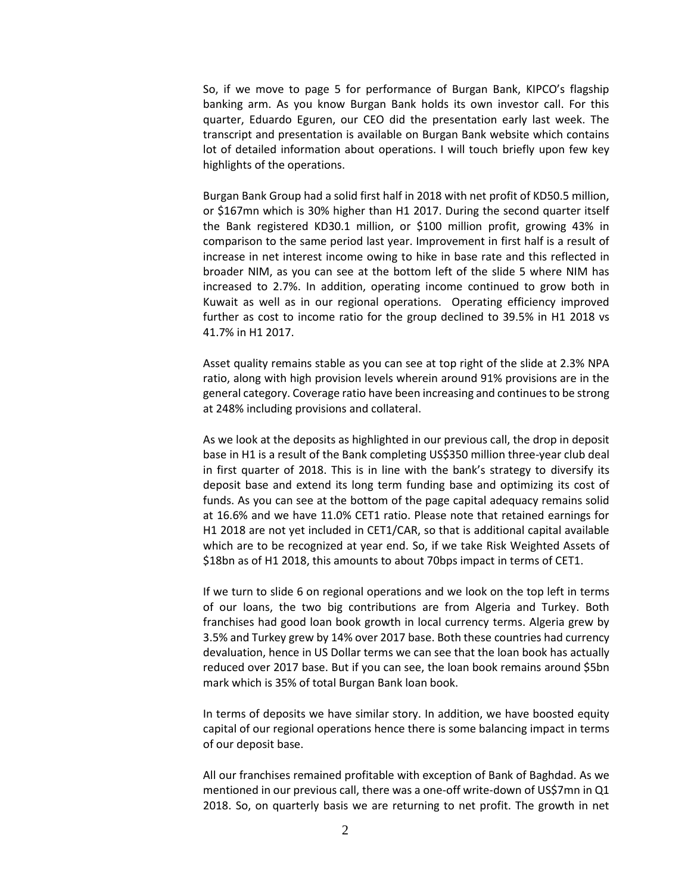So, if we move to page 5 for performance of Burgan Bank, KIPCO's flagship banking arm. As you know Burgan Bank holds its own investor call. For this quarter, Eduardo Eguren, our CEO did the presentation early last week. The transcript and presentation is available on Burgan Bank website which contains lot of detailed information about operations. I will touch briefly upon few key highlights of the operations.

Burgan Bank Group had a solid first half in 2018 with net profit of KD50.5 million, or $167mn which is 30% higher than H1 2017. During the second quarter itself the Bank registered KD30.1 million, or $100 million profit, growing 43% in comparison to the same period last year. Improvement in first half is a result of increase in net interest income owing to hike in base rate and this reflected in broader NIM, as you can see at the bottom left of the slide 5 where NIM has increased to 2.7%. In addition, operating income continued to grow both in Kuwait as well as in our regional operations. Operating efficiency improved further as cost to income ratio for the group declined to 39.5% in H1 2018 vs 41.7% in H1 2017.

Asset quality remains stable as you can see at top right of the slide at 2.3% NPA ratio, along with high provision levels wherein around 91% provisions are in the general category. Coverage ratio have been increasing and continues to be strong at 248% including provisions and collateral.

As we look at the deposits as highlighted in our previous call, the drop in deposit base in H1 is a result of the Bank completing US$350 million three-year club deal in first quarter of 2018. This is in line with the bank's strategy to diversify its deposit base and extend its long term funding base and optimizing its cost of funds. As you can see at the bottom of the page capital adequacy remains solid at 16.6% and we have 11.0% CET1 ratio. Please note that retained earnings for H1 2018 are not yet included in CET1/CAR, so that is additional capital available which are to be recognized at year end. So, if we take Risk Weighted Assets of $18bn as of H1 2018, this amounts to about 70bps impact in terms of CET1.

If we turn to slide 6 on regional operations and we look on the top left in terms of our loans, the two big contributions are from Algeria and Turkey. Both franchises had good loan book growth in local currency terms. Algeria grew by 3.5% and Turkey grew by 14% over 2017 base. Both these countries had currency devaluation, hence in US Dollar terms we can see that the loan book has actually reduced over 2017 base. But if you can see, the loan book remains around $5bn mark which is 35% of total Burgan Bank loan book.

In terms of deposits we have similar story. In addition, we have boosted equity capital of our regional operations hence there is some balancing impact in terms of our deposit base.

All our franchises remained profitable with exception of Bank of Baghdad. As we mentioned in our previous call, there was a one-off write-down of US$7mn in Q1 2018. So, on quarterly basis we are returning to net profit. The growth in net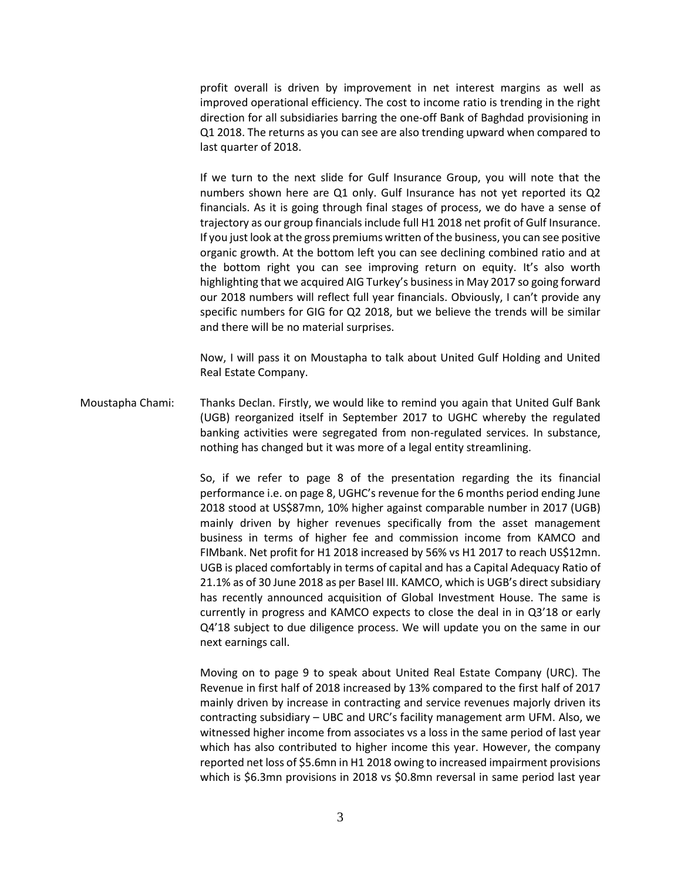profit overall is driven by improvement in net interest margins as well as improved operational efficiency. The cost to income ratio is trending in the right direction for all subsidiaries barring the one-off Bank of Baghdad provisioning in Q1 2018. The returns as you can see are also trending upward when compared to last quarter of 2018.

If we turn to the next slide for Gulf Insurance Group, you will note that the numbers shown here are Q1 only. Gulf Insurance has not yet reported its Q2 financials. As it is going through final stages of process, we do have a sense of trajectory as our group financials include full H1 2018 net profit of Gulf Insurance. If you just look at the gross premiums written of the business, you can see positive organic growth. At the bottom left you can see declining combined ratio and at the bottom right you can see improving return on equity. It's also worth highlighting that we acquired AIG Turkey's business in May 2017 so going forward our 2018 numbers will reflect full year financials. Obviously, I can't provide any specific numbers for GIG for Q2 2018, but we believe the trends will be similar and there will be no material surprises.

Now, I will pass it on Moustapha to talk about United Gulf Holding and United Real Estate Company.

Moustapha Chami: Thanks Declan. Firstly, we would like to remind you again that United Gulf Bank (UGB) reorganized itself in September 2017 to UGHC whereby the regulated banking activities were segregated from non-regulated services. In substance, nothing has changed but it was more of a legal entity streamlining.

So, if we refer to page 8 of the presentation regarding the its financial performance i.e. on page 8, UGHC's revenue for the 6 months period ending June 2018 stood at US$87mn, 10% higher against comparable number in 2017 (UGB) mainly driven by higher revenues specifically from the asset management business in terms of higher fee and commission income from KAMCO and FIMbank. Net profit for H1 2018 increased by 56% vs H1 2017 to reach US$12mn. UGB is placed comfortably in terms of capital and has a Capital Adequacy Ratio of 21.1% as of 30 June 2018 as per Basel III. KAMCO, which is UGB's direct subsidiary has recently announced acquisition of Global Investment House. The same is currently in progress and KAMCO expects to close the deal in in Q3'18 or early Q4'18 subject to due diligence process. We will update you on the same in our next earnings call.

Moving on to page 9 to speak about United Real Estate Company (URC). The Revenue in first half of 2018 increased by 13% compared to the first half of 2017 mainly driven by increase in contracting and service revenues majorly driven its contracting subsidiary – UBC and URC's facility management arm UFM. Also, we witnessed higher income from associates vs a loss in the same period of last year which has also contributed to higher income this year. However, the company reported net loss of $5.6mn in H1 2018 owing to increased impairment provisions which is $6.3mn provisions in 2018 vs $0.8mn reversal in same period last year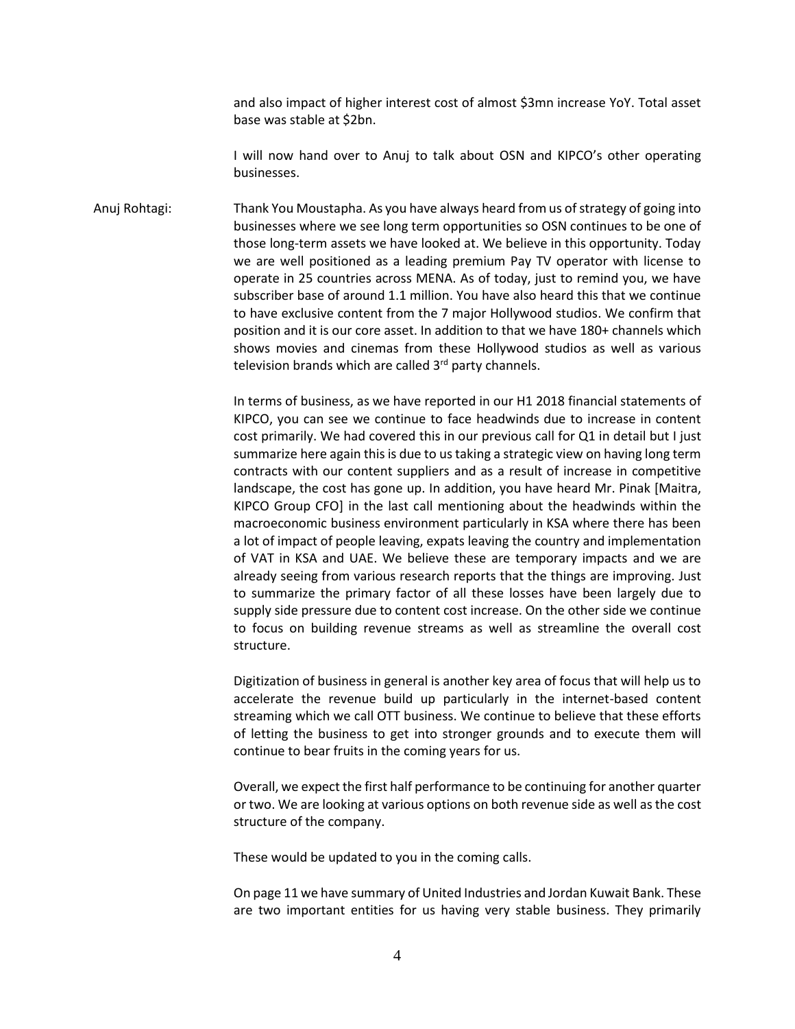and also impact of higher interest cost of almost $3mn increase YoY. Total asset base was stable at $2bn.

I will now hand over to Anuj to talk about OSN and KIPCO's other operating businesses.

Anuj Rohtagi: Thank You Moustapha. As you have always heard from us of strategy of going into businesses where we see long term opportunities so OSN continues to be one of those long-term assets we have looked at. We believe in this opportunity. Today we are well positioned as a leading premium Pay TV operator with license to operate in 25 countries across MENA. As of today, just to remind you, we have subscriber base of around 1.1 million. You have also heard this that we continue to have exclusive content from the 7 major Hollywood studios. We confirm that position and it is our core asset. In addition to that we have 180+ channels which shows movies and cinemas from these Hollywood studios as well as various television brands which are called 3rd party channels.

In terms of business, as we have reported in our H1 2018 financial statements of KIPCO, you can see we continue to face headwinds due to increase in content cost primarily. We had covered this in our previous call for Q1 in detail but I just summarize here again this is due to us taking a strategic view on having long term contracts with our content suppliers and as a result of increase in competitive landscape, the cost has gone up. In addition, you have heard Mr. Pinak [Maitra, KIPCO Group CFO] in the last call mentioning about the headwinds within the macroeconomic business environment particularly in KSA where there has been a lot of impact of people leaving, expats leaving the country and implementation of VAT in KSA and UAE. We believe these are temporary impacts and we are already seeing from various research reports that the things are improving. Just to summarize the primary factor of all these losses have been largely due to supply side pressure due to content cost increase. On the other side we continue to focus on building revenue streams as well as streamline the overall cost structure.

Digitization of business in general is another key area of focus that will help us to accelerate the revenue build up particularly in the internet-based content streaming which we call OTT business. We continue to believe that these efforts of letting the business to get into stronger grounds and to execute them will continue to bear fruits in the coming years for us.

Overall, we expect the first half performance to be continuing for another quarter or two. We are looking at various options on both revenue side as well as the cost structure of the company.

These would be updated to you in the coming calls.

On page 11 we have summary of United Industries and Jordan Kuwait Bank. These are two important entities for us having very stable business. They primarily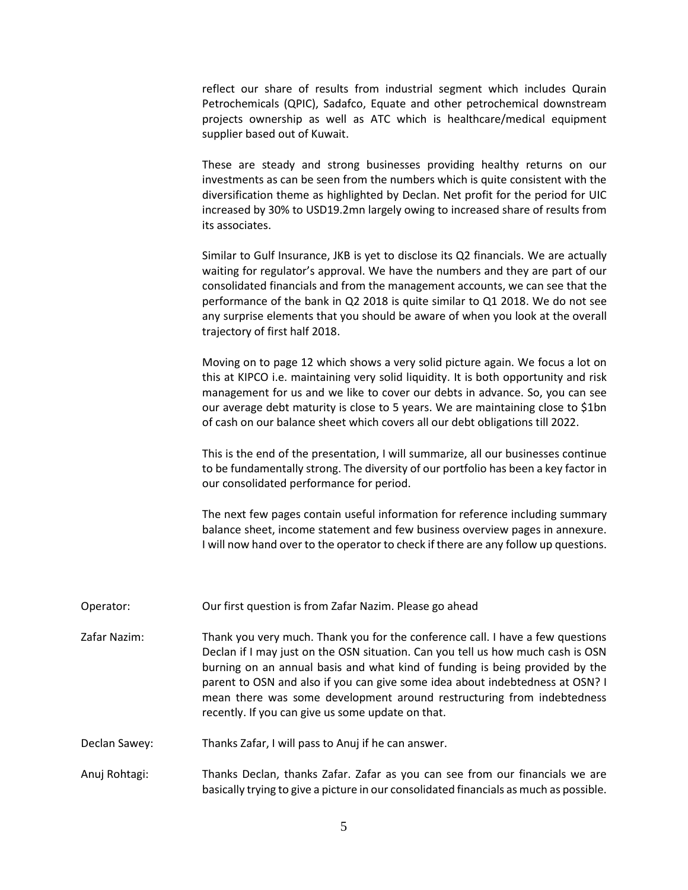reflect our share of results from industrial segment which includes Qurain Petrochemicals (QPIC), Sadafco, Equate and other petrochemical downstream projects ownership as well as ATC which is healthcare/medical equipment supplier based out of Kuwait.

These are steady and strong businesses providing healthy returns on our investments as can be seen from the numbers which is quite consistent with the diversification theme as highlighted by Declan. Net profit for the period for UIC increased by 30% to USD19.2mn largely owing to increased share of results from its associates.

Similar to Gulf Insurance, JKB is yet to disclose its Q2 financials. We are actually waiting for regulator's approval. We have the numbers and they are part of our consolidated financials and from the management accounts, we can see that the performance of the bank in Q2 2018 is quite similar to Q1 2018. We do not see any surprise elements that you should be aware of when you look at the overall trajectory of first half 2018.

Moving on to page 12 which shows a very solid picture again. We focus a lot on this at KIPCO i.e. maintaining very solid liquidity. It is both opportunity and risk management for us and we like to cover our debts in advance. So, you can see our average debt maturity is close to 5 years. We are maintaining close to $1bn of cash on our balance sheet which covers all our debt obligations till 2022.

This is the end of the presentation, I will summarize, all our businesses continue to be fundamentally strong. The diversity of our portfolio has been a key factor in our consolidated performance for period.

The next few pages contain useful information for reference including summary balance sheet, income statement and few business overview pages in annexure. I will now hand over to the operator to check if there are any follow up questions.

Operator: Our first question is from Zafar Nazim. Please go ahead

Zafar Nazim: Thank you very much. Thank you for the conference call. I have a few questions Declan if I may just on the OSN situation. Can you tell us how much cash is OSN burning on an annual basis and what kind of funding is being provided by the parent to OSN and also if you can give some idea about indebtedness at OSN? I mean there was some development around restructuring from indebtedness recently. If you can give us some update on that.

Declan Sawey: Thanks Zafar, I will pass to Anuj if he can answer.

Anuj Rohtagi: Thanks Declan, thanks Zafar. Zafar as you can see from our financials we are basically trying to give a picture in our consolidated financials as much as possible.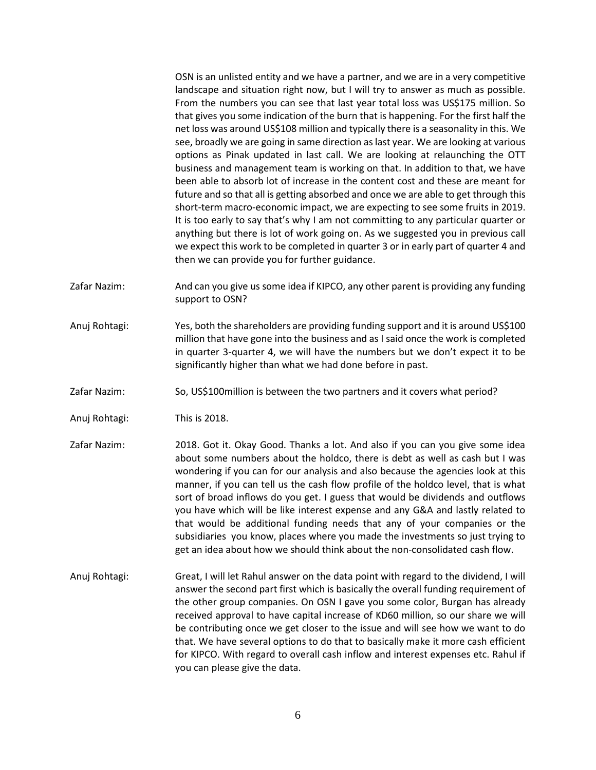OSN is an unlisted entity and we have a partner, and we are in a very competitive landscape and situation right now, but I will try to answer as much as possible. From the numbers you can see that last year total loss was US$175 million. So that gives you some indication of the burn that is happening. For the first half the net loss was around US$108 million and typically there is a seasonality in this. We see, broadly we are going in same direction as last year. We are looking at various options as Pinak updated in last call. We are looking at relaunching the OTT business and management team is working on that. In addition to that, we have been able to absorb lot of increase in the content cost and these are meant for future and so that all is getting absorbed and once we are able to get through this short-term macro-economic impact, we are expecting to see some fruits in 2019. It is too early to say that's why I am not committing to any particular quarter or anything but there is lot of work going on. As we suggested you in previous call we expect this work to be completed in quarter 3 or in early part of quarter 4 and then we can provide you for further guidance.

Zafar Nazim: And can you give us some idea if KIPCO, any other parent is providing any funding support to OSN?

Anuj Rohtagi: Yes, both the shareholders are providing funding support and it is around US$100 million that have gone into the business and as I said once the work is completed in quarter 3-quarter 4, we will have the numbers but we don't expect it to be significantly higher than what we had done before in past.

Zafar Nazim: So, US$100million is between the two partners and it covers what period?

Anuj Rohtagi: This is 2018.

Zafar Nazim: 2018. Got it. Okay Good. Thanks a lot. And also if you can you give some idea about some numbers about the holdco, there is debt as well as cash but I was wondering if you can for our analysis and also because the agencies look at this manner, if you can tell us the cash flow profile of the holdco level, that is what sort of broad inflows do you get. I guess that would be dividends and outflows you have which will be like interest expense and any G&A and lastly related to that would be additional funding needs that any of your companies or the subsidiaries you know, places where you made the investments so just trying to get an idea about how we should think about the non-consolidated cash flow.

Anuj Rohtagi: Great, I will let Rahul answer on the data point with regard to the dividend, I will answer the second part first which is basically the overall funding requirement of the other group companies. On OSN I gave you some color, Burgan has already received approval to have capital increase of KD60 million, so our share we will be contributing once we get closer to the issue and will see how we want to do that. We have several options to do that to basically make it more cash efficient for KIPCO. With regard to overall cash inflow and interest expenses etc. Rahul if you can please give the data.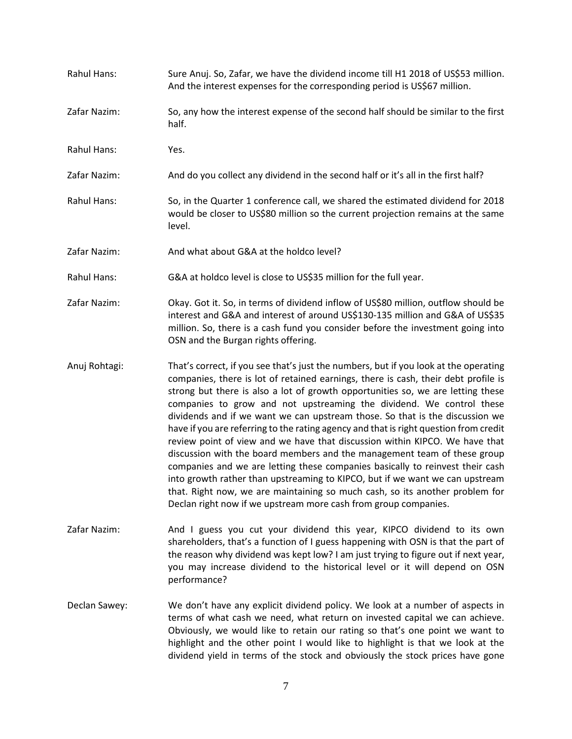**Rahul Hans:** Sure Anuj. So, Zafar, we have the dividend income till H1 2018 of US$53 million. And the interest expenses for the corresponding period is US$67 million.

**Zafar Nazim:** So, any how the interest expense of the second half should be similar to the first half.

**Rahul Hans:** Yes.

**Zafar Nazim:** And do you collect any dividend in the second half or it's all in the first half?

**Rahul Hans:** So, in the Quarter 1 conference call, we shared the estimated dividend for 2018 would be closer to US$80 million so the current projection remains at the same level.

**Zafar Nazim:** And what about G&A at the holdco level?

**Rahul Hans:** G&A at holdco level is close to US$35 million for the full year.

**Zafar Nazim:** Okay. Got it. So, in terms of dividend inflow of US$80 million, outflow should be interest and G&A and interest of around US$130-135 million and G&A of US$35 million. So, there is a cash fund you consider before the investment going into OSN and the Burgan rights offering.

**Anuj Rohtagi:** That's correct, if you see that's just the numbers, but if you look at the operating companies, there is lot of retained earnings, there is cash, their debt profile is strong but there is also a lot of growth opportunities so, we are letting these companies to grow and not upstreaming the dividend. We control these dividends and if we want we can upstream those. So that is the discussion we have if you are referring to the rating agency and that is right question from credit review point of view and we have that discussion within KIPCO. We have that discussion with the board members and the management team of these group companies and we are letting these companies basically to reinvest their cash into growth rather than upstreaming to KIPCO, but if we want we can upstream that. Right now, we are maintaining so much cash, so its another problem for Declan right now if we upstream more cash from group companies.

**Zafar Nazim:** And I guess you cut your dividend this year, KIPCO dividend to its own shareholders, that's a function of I guess happening with OSN is that the part of the reason why dividend was kept low? I am just trying to figure out if next year, you may increase dividend to the historical level or it will depend on OSN performance?

**Declan Sawey:** We don't have any explicit dividend policy. We look at a number of aspects in terms of what cash we need, what return on invested capital we can achieve. Obviously, we would like to retain our rating so that's one point we want to highlight and the other point I would like to highlight is that we look at the dividend yield in terms of the stock and obviously the stock prices have gone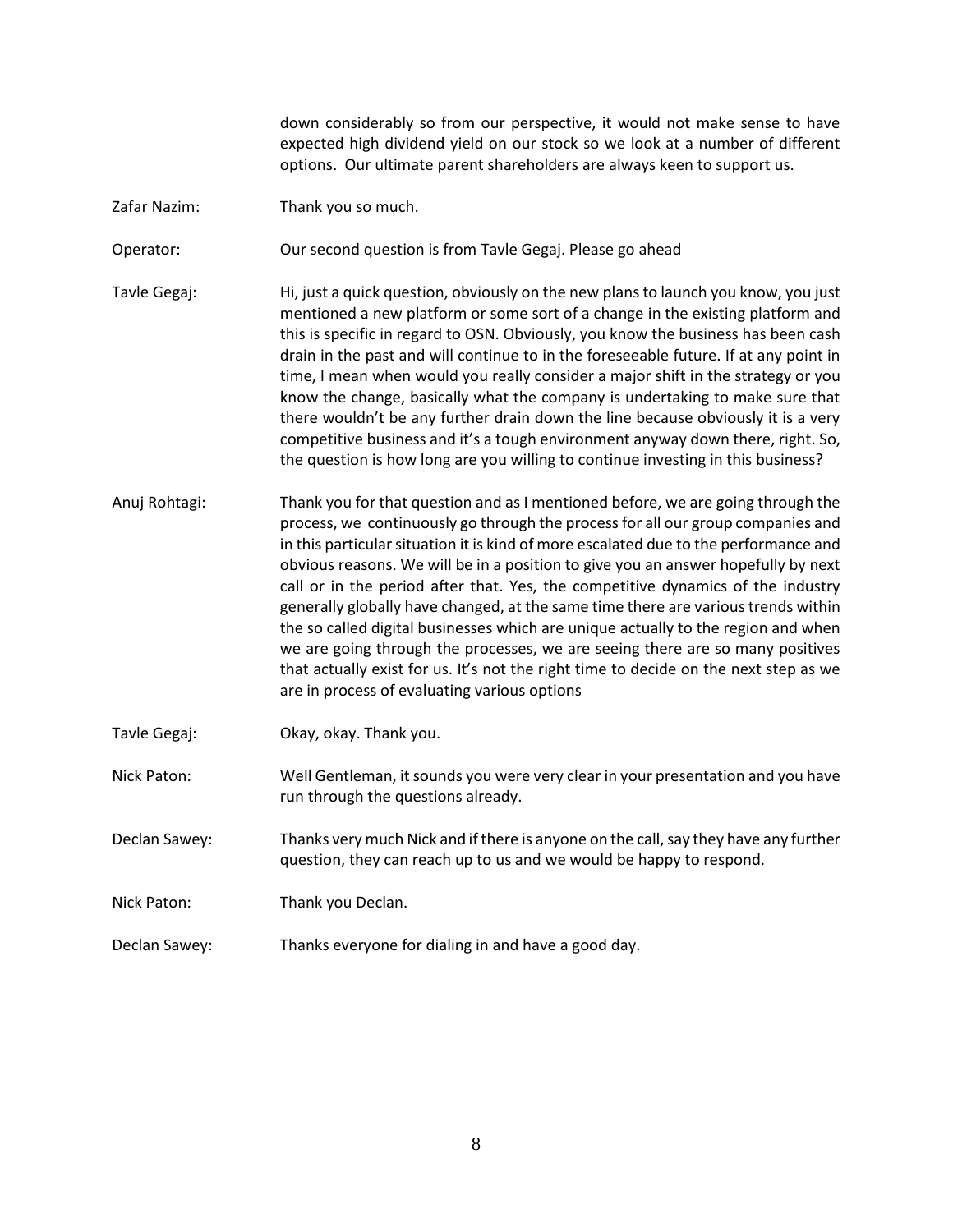down considerably so from our perspective, it would not make sense to have expected high dividend yield on our stock so we look at a number of different options. Our ultimate parent shareholders are always keen to support us.

Zafar Nazim: Thank you so much.

Operator: Our second question is from Tavle Gegaj. Please go ahead

Tavle Gegaj: Hi, just a quick question, obviously on the new plans to launch you know, you just mentioned a new platform or some sort of a change in the existing platform and this is specific in regard to OSN. Obviously, you know the business has been cash drain in the past and will continue to in the foreseeable future. If at any point in time, I mean when would you really consider a major shift in the strategy or you know the change, basically what the company is undertaking to make sure that there wouldn't be any further drain down the line because obviously it is a very competitive business and it's a tough environment anyway down there, right. So, the question is how long are you willing to continue investing in this business?

Anuj Rohtagi: Thank you for that question and as I mentioned before, we are going through the process, we continuously go through the process for all our group companies and in this particular situation it is kind of more escalated due to the performance and obvious reasons. We will be in a position to give you an answer hopefully by next call or in the period after that. Yes, the competitive dynamics of the industry generally globally have changed, at the same time there are various trends within the so called digital businesses which are unique actually to the region and when we are going through the processes, we are seeing there are so many positives that actually exist for us. It's not the right time to decide on the next step as we are in process of evaluating various options

Tavle Gegaj: Okay, okay. Thank you.

Nick Paton: Well Gentleman, it sounds you were very clear in your presentation and you have run through the questions already.

Declan Sawey: Thanks very much Nick and if there is anyone on the call, say they have any further question, they can reach up to us and we would be happy to respond.

Nick Paton: Thank you Declan.

Declan Sawey: Thanks everyone for dialing in and have a good day.